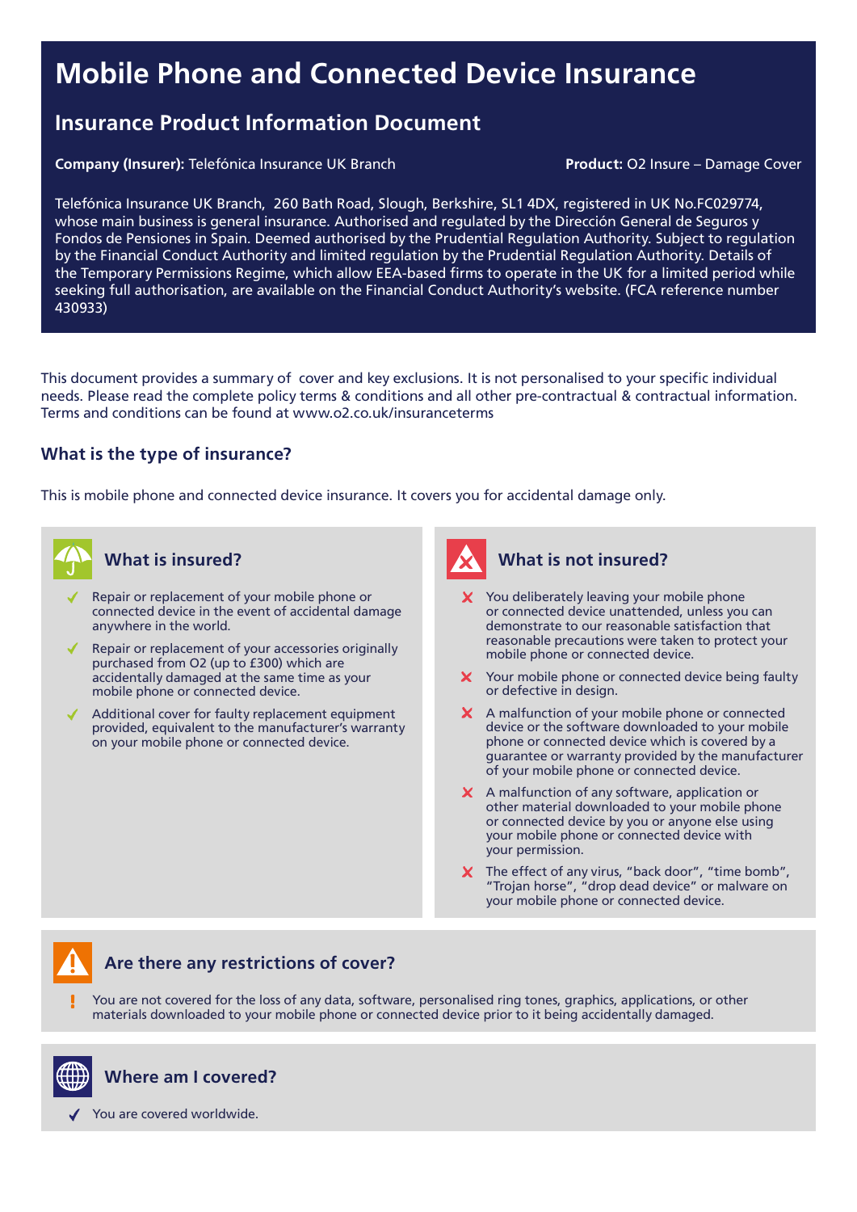# Mobile Phone and Connected Device Insurance

## Insurance Product Information Document

**Company (Insurer):** Telefónica Insurance UK Branch

**Product:** O2 Insure – Damage Cover

Telefónica Insurance UK Branch, 260 Bath Road, Slough, Berkshire, SL1 4DX, registered in UK No.FC029774, whose main business is general insurance. Authorised and regulated by the Dirección General de Seguros y Fondos de Pensiones in Spain. Deemed authorised by the Prudential Regulation Authority. Subject to regulation by the Financial Conduct Authority and limited regulation by the Prudential Regulation Authority. Details of the Temporary Permissions Regime, which allow EEA-based firms to operate in the UK for a limited period while seeking full authorisation, are available on the Financial Conduct Authority's website. (FCA reference number 430933)

This document provides a summary of cover and key exclusions. It is not personalised to your specific individual needs. Please read the complete policy terms & conditions and all other pre-contractual & contractual information. Terms and conditions can be found at www.o2.co.uk/insuranceterms

### What is the type of insurance?

This is mobile phone and connected device insurance. It covers you for accidental damage only.

### What is insured?

- ✓ Repair or replacement of your mobile phone or connected device in the event of accidental damage anywhere in the world.
- ✓ Repair or replacement of your accessories originally purchased from O2 (up to £300) which are accidentally damaged at the same time as your mobile phone or connected device.
- ✓ Additional cover for faulty replacement equipment provided, equivalent to the manufacturer's warranty on your mobile phone or connected device.

### What is not insured?

- ✗ You deliberately leaving your mobile phone or connected device unattended, unless you can demonstrate to our reasonable satisfaction that reasonable precautions were taken to protect your mobile phone or connected device.
- ✗ Your mobile phone or connected device being faulty or defective in design.
- ✗ A malfunction of your mobile phone or connected device or the software downloaded to your mobile phone or connected device which is covered by a guarantee or warranty provided by the manufacturer of your mobile phone or connected device.
- ✗ A malfunction of any software, application or other material downloaded to your mobile phone or connected device by you or anyone else using your mobile phone or connected device with your permission.
- ✗ The effect of any virus, "back door", "time bomb", "Trojan horse", "drop dead device" or malware on your mobile phone or connected device.

### Are there any restrictions of cover?

- ! You are not covered for the loss of any data, software, personalised ring tones, graphics, applications, or other materials downloaded to your mobile phone or connected device prior to it being accidentally damaged.

### Where am I covered?

- ✓ You are covered worldwide.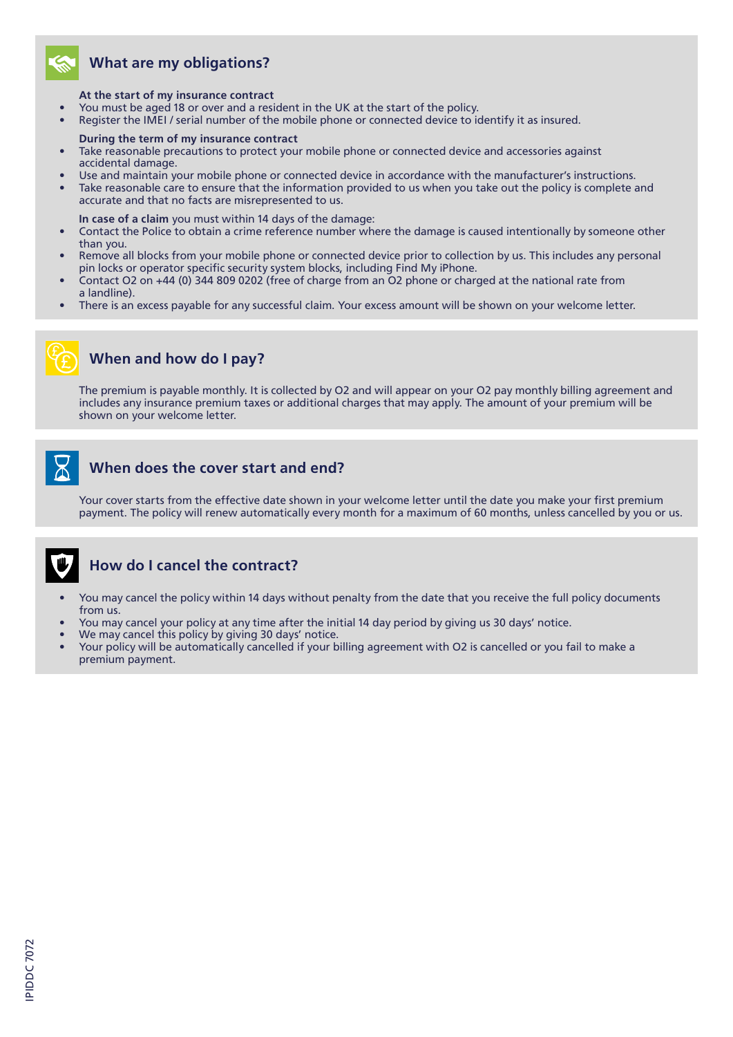## What are my obligations?

**At the start of my insurance contract**

- You must be aged 18 or over and a resident in the UK at the start of the policy.
- Register the IMEI / serial number of the mobile phone or connected device to identify it as insured.

**During the term of my insurance contract**

- Take reasonable precautions to protect your mobile phone or connected device and accessories against accidental damage.
- Use and maintain your mobile phone or connected device in accordance with the manufacturer's instructions.
- Take reasonable care to ensure that the information provided to us when you take out the policy is complete and accurate and that no facts are misrepresented to us.

**In case of a claim** you must within 14 days of the damage:

- Contact the Police to obtain a crime reference number where the damage is caused intentionally by someone other than you.
- Remove all blocks from your mobile phone or connected device prior to collection by us. This includes any personal pin locks or operator specific security system blocks, including Find My iPhone.
- Contact O2 on +44 (0) 344 809 0202 (free of charge from an O2 phone or charged at the national rate from a landline).
- There is an excess payable for any successful claim. Your excess amount will be shown on your welcome letter.

## When and how do I pay?

The premium is payable monthly. It is collected by O2 and will appear on your O2 pay monthly billing agreement and includes any insurance premium taxes or additional charges that may apply. The amount of your premium will be shown on your welcome letter.

## When does the cover start and end?

Your cover starts from the effective date shown in your welcome letter until the date you make your first premium payment. The policy will renew automatically every month for a maximum of 60 months, unless cancelled by you or us.

## How do I cancel the contract?

- You may cancel the policy within 14 days without penalty from the date that you receive the full policy documents from us.
- You may cancel your policy at any time after the initial 14 day period by giving us 30 days' notice.
- We may cancel this policy by giving 30 days' notice.
- Your policy will be automatically cancelled if your billing agreement with O2 is cancelled or you fail to make a premium payment.

IPIDDC 7072